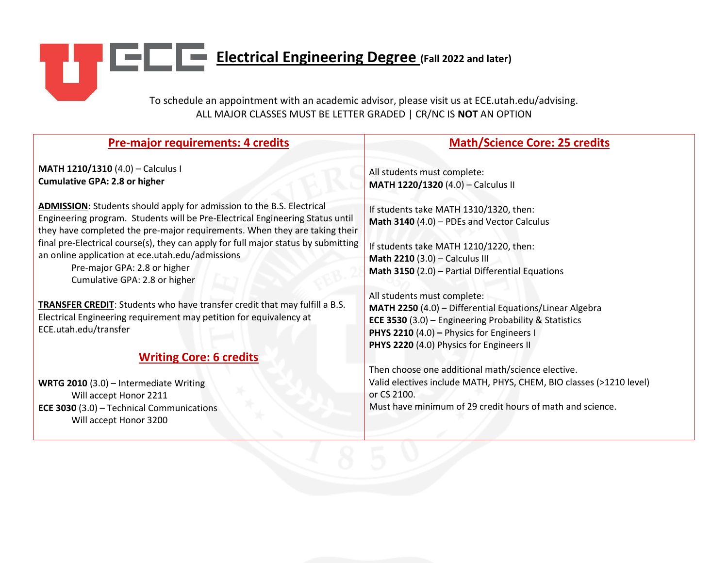# Electrical Engineering Degree (Fall 2022 and later)

To schedule an appointment with an academic advisor, please visit us at ECE.utah.edu/advising.
ALL MAJOR CLASSES MUST BE LETTER GRADED | CR/NC IS **NOT** AN OPTION

## Pre-major requirements: 4 credits

**MATH 1210/1310** (4.0) – Calculus I
**Cumulative GPA: 2.8 or higher**

**ADMISSION**: Students should apply for admission to the B.S. Electrical Engineering program. Students will be Pre-Electrical Engineering Status until they have completed the pre-major requirements. When they are taking their final pre-Electrical course(s), they can apply for full major status by submitting an online application at ece.utah.edu/admissions

- Pre-major GPA: 2.8 or higher
- Cumulative GPA: 2.8 or higher

**TRANSFER CREDIT**: Students who have transfer credit that may fulfill a B.S. Electrical Engineering requirement may petition for equivalency at ECE.utah.edu/transfer

## Writing Core: 6 credits

**WRTG 2010** (3.0) – Intermediate Writing
- Will accept Honor 2211

**ECE 3030** (3.0) – Technical Communications
- Will accept Honor 3200

## Math/Science Core: 25 credits

All students must complete:
**MATH 1220/1320** (4.0) – Calculus II

If students take MATH 1310/1320, then:
**Math 3140** (4.0) – PDEs and Vector Calculus

If students take MATH 1210/1220, then:
**Math 2210** (3.0) – Calculus III
**Math 3150** (2.0) – Partial Differential Equations

All students must complete:
**MATH 2250** (4.0) – Differential Equations/Linear Algebra
**ECE 3530** (3.0) – Engineering Probability & Statistics
**PHYS 2210** (4.0) **–** Physics for Engineers I
**PHYS 2220** (4.0) Physics for Engineers II

Then choose one additional math/science elective.
Valid electives include MATH, PHYS, CHEM, BIO classes (>1210 level) or CS 2100.
Must have minimum of 29 credit hours of math and science.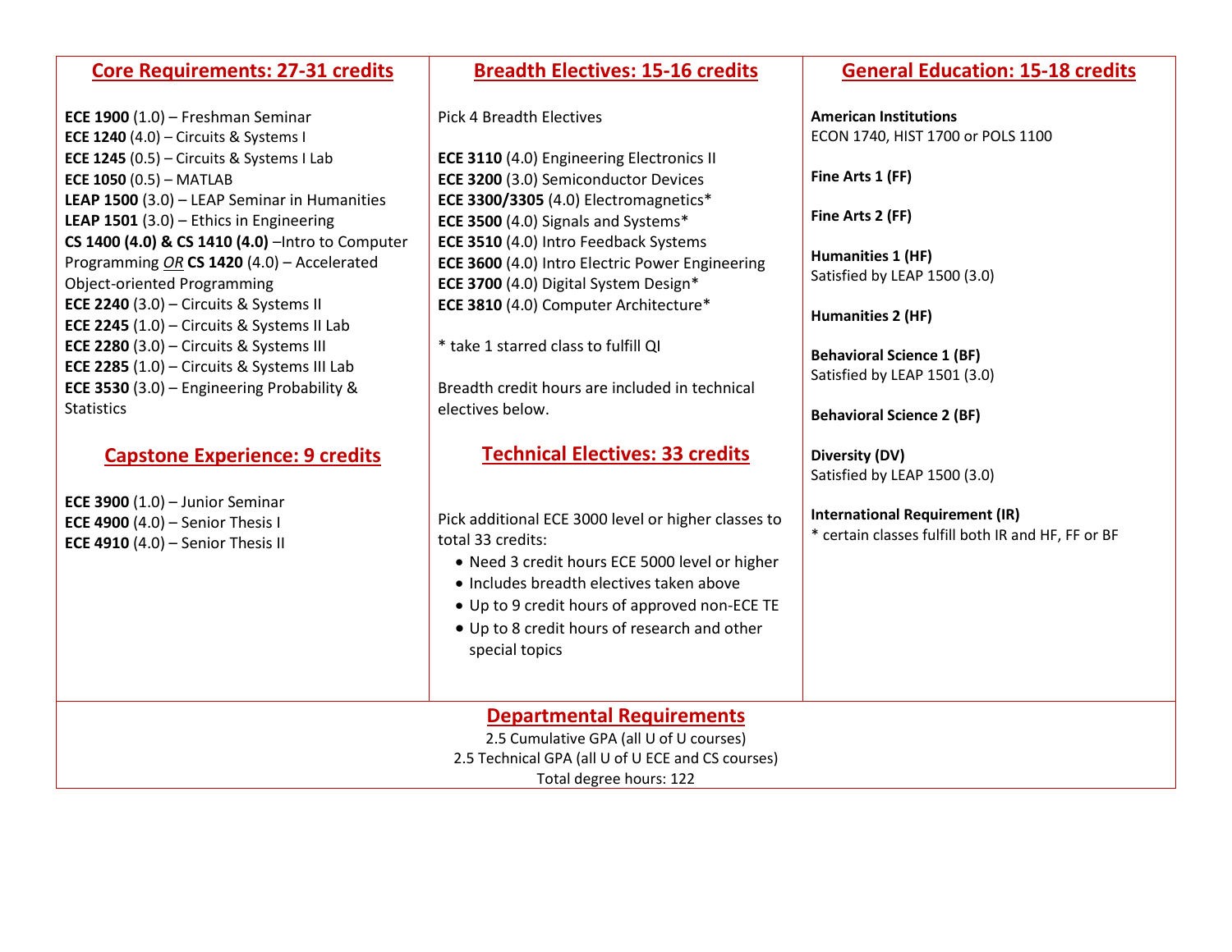## Core Requirements: 27-31 credits

**ECE 1900** (1.0) – Freshman Seminar
**ECE 1240** (4.0) – Circuits & Systems I
**ECE 1245** (0.5) – Circuits & Systems I Lab
**ECE 1050** (0.5) – MATLAB
**LEAP 1500** (3.0) – LEAP Seminar in Humanities
**LEAP 1501** (3.0) – Ethics in Engineering
**CS 1400 (4.0) & CS 1410 (4.0)** –Intro to Computer Programming *OR* **CS 1420** (4.0) – Accelerated Object-oriented Programming
**ECE 2240** (3.0) – Circuits & Systems II
**ECE 2245** (1.0) – Circuits & Systems II Lab
**ECE 2280** (3.0) – Circuits & Systems III
**ECE 2285** (1.0) – Circuits & Systems III Lab
**ECE 3530** (3.0) – Engineering Probability & Statistics

## Capstone Experience: 9 credits

**ECE 3900** (1.0) – Junior Seminar
**ECE 4900** (4.0) – Senior Thesis I
**ECE 4910** (4.0) – Senior Thesis II

## Breadth Electives: 15-16 credits

Pick 4 Breadth Electives

**ECE 3110** (4.0) Engineering Electronics II
**ECE 3200** (3.0) Semiconductor Devices
**ECE 3300/3305** (4.0) Electromagnetics*
**ECE 3500** (4.0) Signals and Systems*
**ECE 3510** (4.0) Intro Feedback Systems
**ECE 3600** (4.0) Intro Electric Power Engineering
**ECE 3700** (4.0) Digital System Design*
**ECE 3810** (4.0) Computer Architecture*

* take 1 starred class to fulfill QI

Breadth credit hours are included in technical electives below.

## Technical Electives: 33 credits

Pick additional ECE 3000 level or higher classes to total 33 credits:

- Need 3 credit hours ECE 5000 level or higher
- Includes breadth electives taken above
- Up to 9 credit hours of approved non-ECE TE
- Up to 8 credit hours of research and other special topics

## General Education: 15-18 credits

**American Institutions**
ECON 1740, HIST 1700 or POLS 1100

**Fine Arts 1 (FF)**

**Fine Arts 2 (FF)**

**Humanities 1 (HF)**
Satisfied by LEAP 1500 (3.0)

**Humanities 2 (HF)**

**Behavioral Science 1 (BF)**
Satisfied by LEAP 1501 (3.0)

**Behavioral Science 2 (BF)**

**Diversity (DV)**
Satisfied by LEAP 1500 (3.0)

**International Requirement (IR)**
* certain classes fulfill both IR and HF, FF or BF

## Departmental Requirements

2.5 Cumulative GPA (all U of U courses)
2.5 Technical GPA (all U of U ECE and CS courses)
Total degree hours: 122